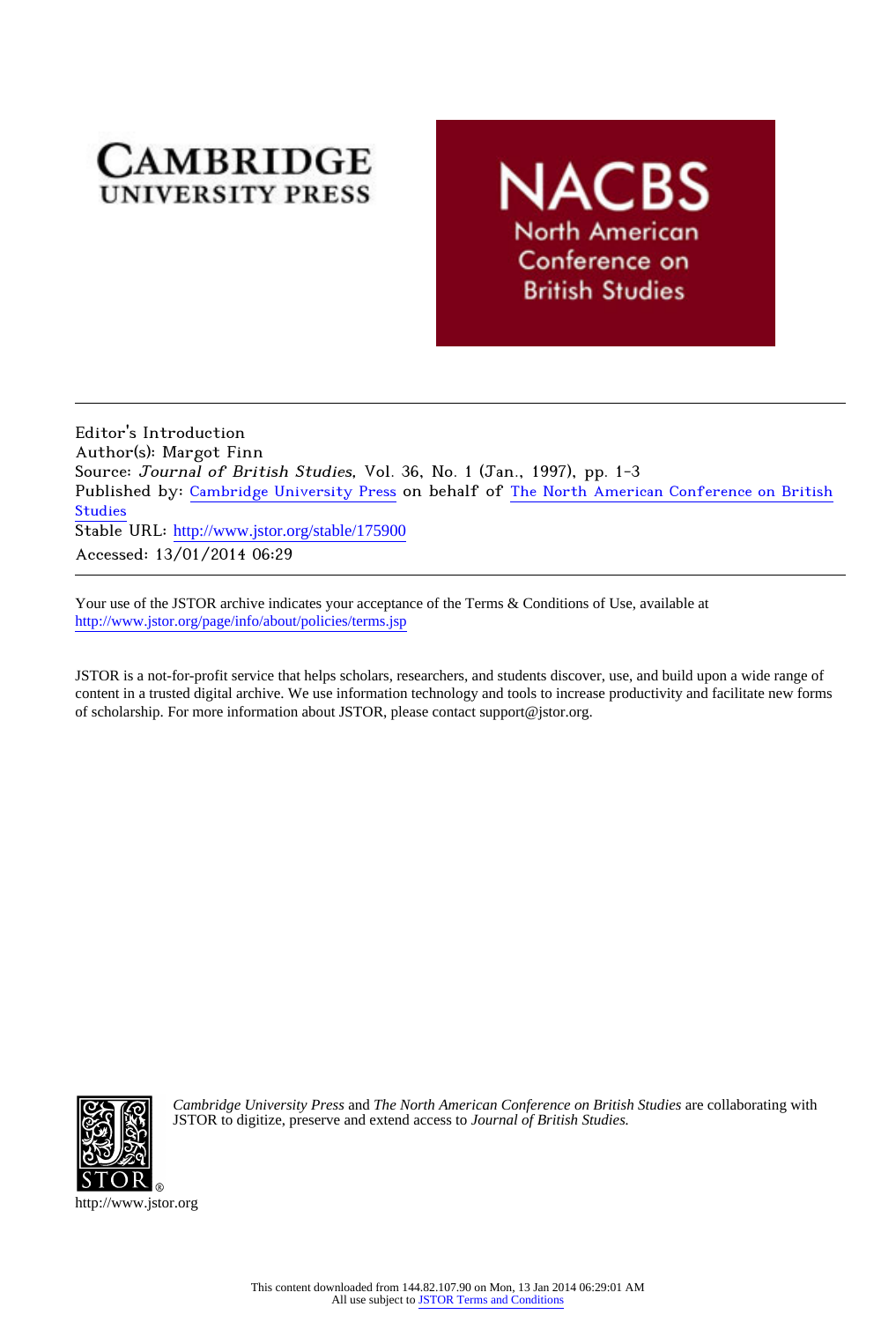Editor's Introduction
Author(s): Margot Finn
Source: *Journal of British Studies*, Vol. 36, No. 1 (Jan., 1997), pp. 1-3
Published by: Cambridge University Press on behalf of The North American Conference on British Studies
Stable URL: http://www.jstor.org/stable/175900
Accessed: 13/01/2014 06:29

Your use of the JSTOR archive indicates your acceptance of the Terms & Conditions of Use, available at http://www.jstor.org/page/info/about/policies/terms.jsp

JSTOR is a not-for-profit service that helps scholars, researchers, and students discover, use, and build upon a wide range of content in a trusted digital archive. We use information technology and tools to increase productivity and facilitate new forms of scholarship. For more information about JSTOR, please contact support@jstor.org.

*Cambridge University Press* and *The North American Conference on British Studies* are collaborating with JSTOR to digitize, preserve and extend access to *Journal of British Studies.*

http://www.jstor.org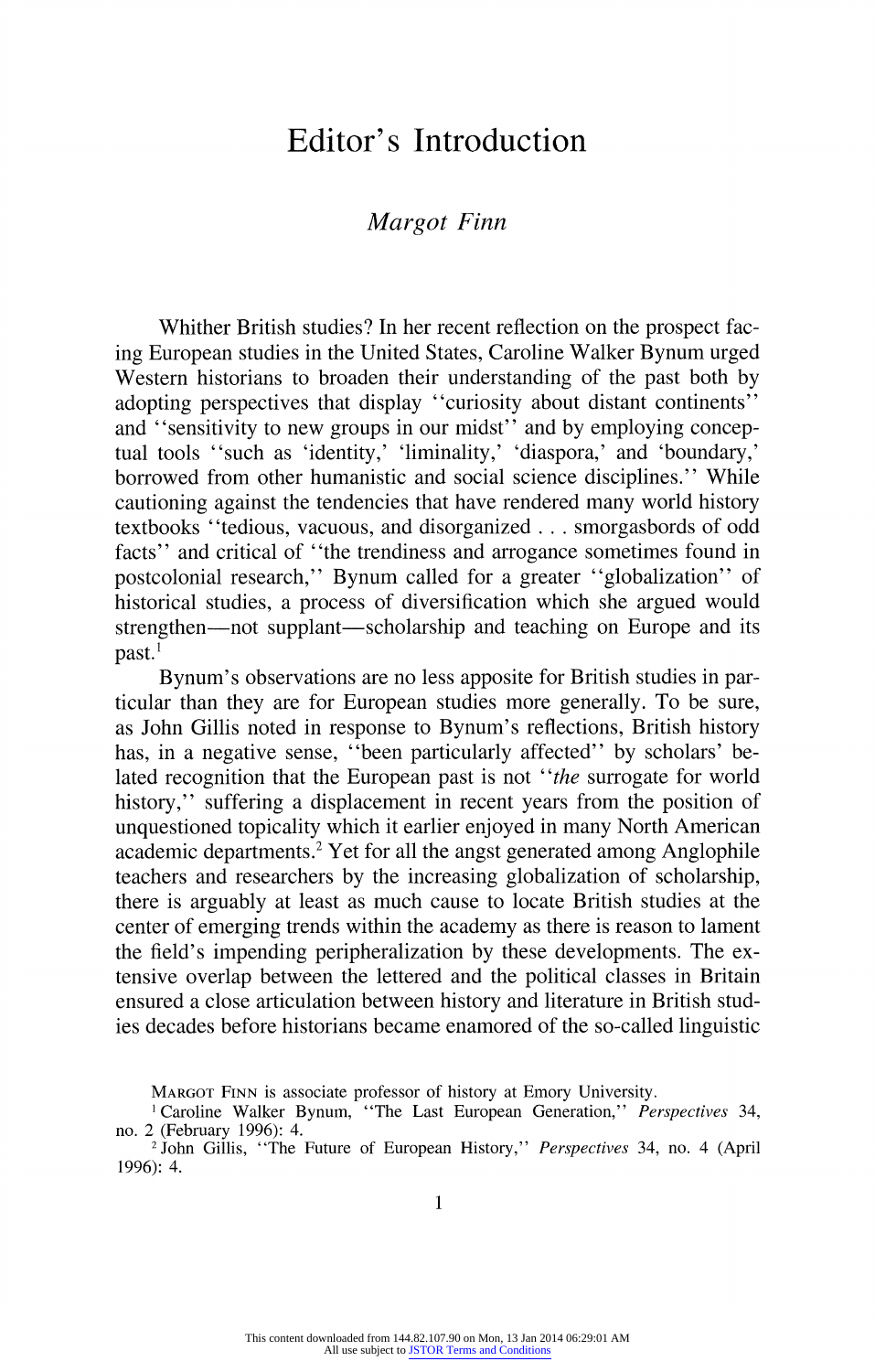# Editor's Introduction

*Margot Finn*

Whither British studies? In her recent reflection on the prospect facing European studies in the United States, Caroline Walker Bynum urged Western historians to broaden their understanding of the past both by adopting perspectives that display ''curiosity about distant continents'' and ''sensitivity to new groups in our midst'' and by employing conceptual tools ''such as 'identity,' 'liminality,' 'diaspora,' and 'boundary,' borrowed from other humanistic and social science disciplines.'' While cautioning against the tendencies that have rendered many world history textbooks ''tedious, vacuous, and disorganized . . . smorgasbords of odd facts'' and critical of ''the trendiness and arrogance sometimes found in postcolonial research,'' Bynum called for a greater ''globalization'' of historical studies, a process of diversification which she argued would strengthen—not supplant—scholarship and teaching on Europe and its past.[1]

Bynum's observations are no less apposite for British studies in particular than they are for European studies more generally. To be sure, as John Gillis noted in response to Bynum's reflections, British history has, in a negative sense, ''been particularly affected'' by scholars' belated recognition that the European past is not ''*the* surrogate for world history,'' suffering a displacement in recent years from the position of unquestioned topicality which it earlier enjoyed in many North American academic departments.[2] Yet for all the angst generated among Anglophile teachers and researchers by the increasing globalization of scholarship, there is arguably at least as much cause to locate British studies at the center of emerging trends within the academy as there is reason to lament the field's impending peripheralization by these developments. The extensive overlap between the lettered and the political classes in Britain ensured a close articulation between history and literature in British studies decades before historians became enamored of the so-called linguistic

MARGOT FINN is associate professor of history at Emory University.

[1] Caroline Walker Bynum, ''The Last European Generation,'' *Perspectives* 34, no. 2 (February 1996): 4.

[2] John Gillis, ''The Future of European History,'' *Perspectives* 34, no. 4 (April 1996): 4.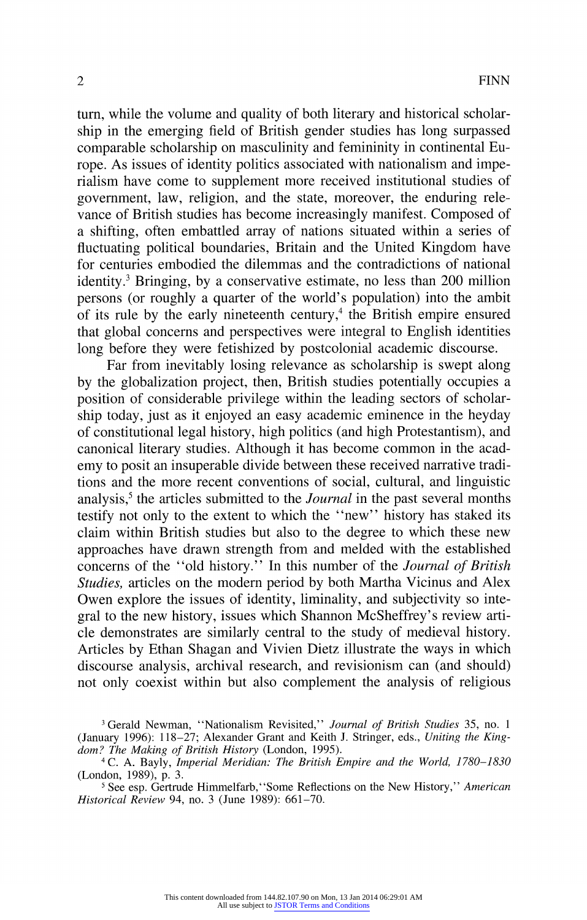turn, while the volume and quality of both literary and historical scholarship in the emerging field of British gender studies has long surpassed comparable scholarship on masculinity and femininity in continental Europe. As issues of identity politics associated with nationalism and imperialism have come to supplement more received institutional studies of government, law, religion, and the state, moreover, the enduring relevance of British studies has become increasingly manifest. Composed of a shifting, often embattled array of nations situated within a series of fluctuating political boundaries, Britain and the United Kingdom have for centuries embodied the dilemmas and the contradictions of national identity.[3] Bringing, by a conservative estimate, no less than 200 million persons (or roughly a quarter of the world's population) into the ambit of its rule by the early nineteenth century,[4] the British empire ensured that global concerns and perspectives were integral to English identities long before they were fetishized by postcolonial academic discourse.

Far from inevitably losing relevance as scholarship is swept along by the globalization project, then, British studies potentially occupies a position of considerable privilege within the leading sectors of scholarship today, just as it enjoyed an easy academic eminence in the heyday of constitutional legal history, high politics (and high Protestantism), and canonical literary studies. Although it has become common in the academy to posit an insuperable divide between these received narrative traditions and the more recent conventions of social, cultural, and linguistic analysis,[5] the articles submitted to the *Journal* in the past several months testify not only to the extent to which the "new" history has staked its claim within British studies but also to the degree to which these new approaches have drawn strength from and melded with the established concerns of the "old history." In this number of the *Journal of British Studies,* articles on the modern period by both Martha Vicinus and Alex Owen explore the issues of identity, liminality, and subjectivity so integral to the new history, issues which Shannon McSheffrey's review article demonstrates are similarly central to the study of medieval history. Articles by Ethan Shagan and Vivien Dietz illustrate the ways in which discourse analysis, archival research, and revisionism can (and should) not only coexist within but also complement the analysis of religious

[3] Gerald Newman, "Nationalism Revisited," *Journal of British Studies* 35, no. 1 (January 1996): 118–27; Alexander Grant and Keith J. Stringer, eds., *Uniting the Kingdom? The Making of British History* (London, 1995).

[4] C. A. Bayly, *Imperial Meridian: The British Empire and the World, 1780–1830* (London, 1989), p. 3.

[5] See esp. Gertrude Himmelfarb, "Some Reflections on the New History," *American Historical Review* 94, no. 3 (June 1989): 661–70.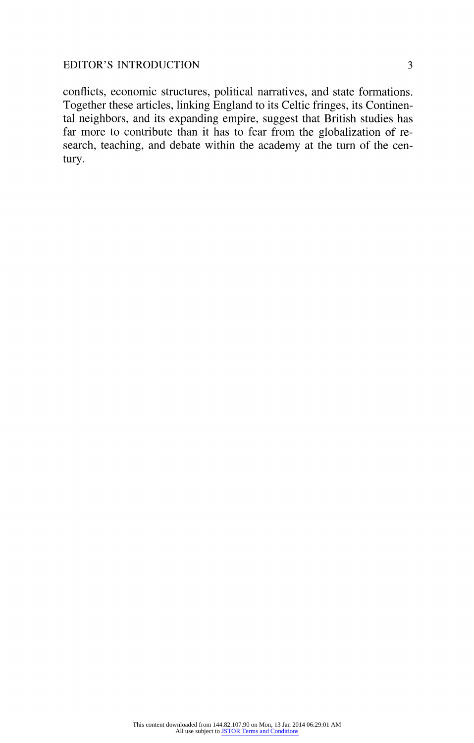conflicts, economic structures, political narratives, and state formations. Together these articles, linking England to its Celtic fringes, its Continental neighbors, and its expanding empire, suggest that British studies has far more to contribute than it has to fear from the globalization of research, teaching, and debate within the academy at the turn of the century.